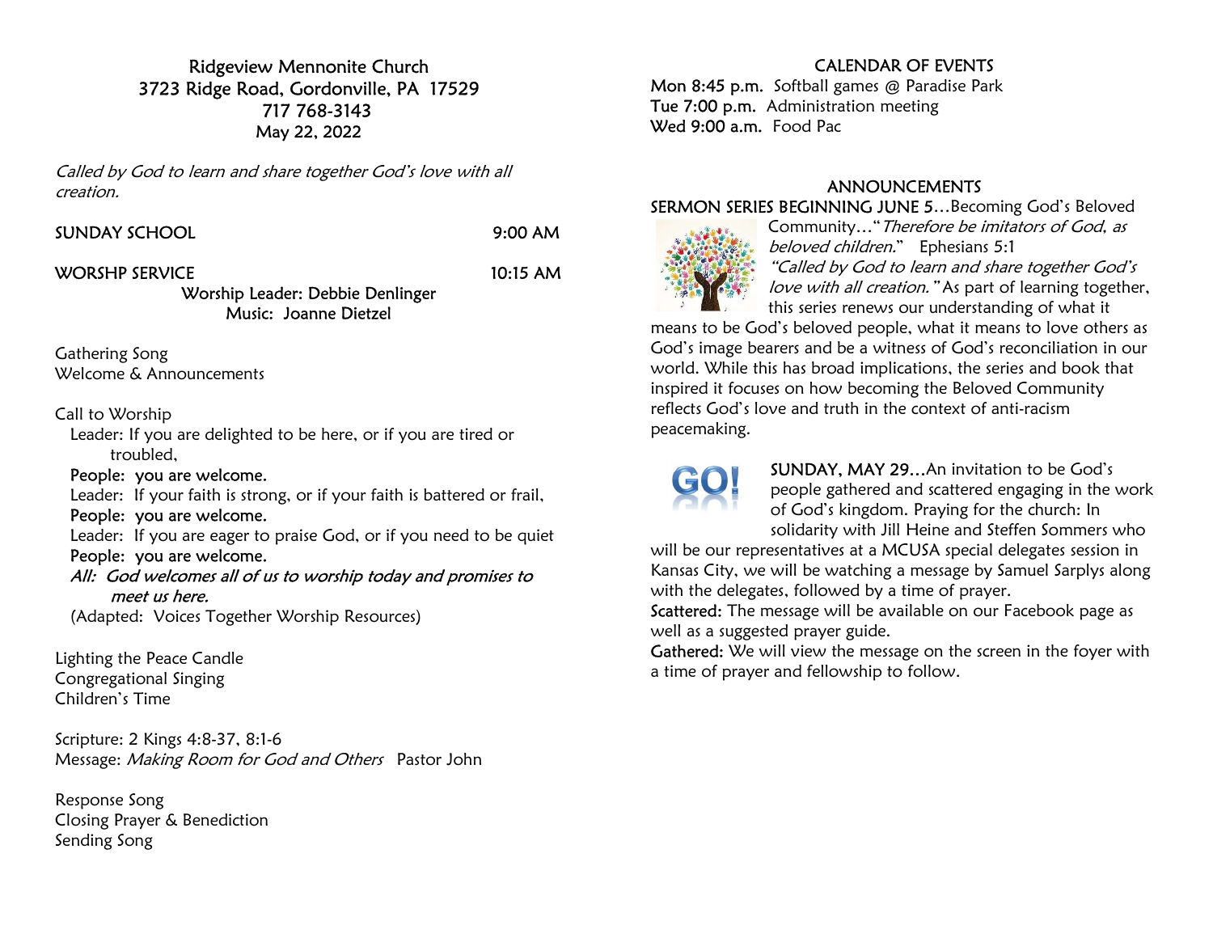# Ridgeview Mennonite Church

3723 Ridge Road, Gordonville, PA 17529
717 768-3143
May 22, 2022

*Called by God to learn and share together God's love with all creation.*

SUNDAY SCHOOL 9:00 AM

WORSHP SERVICE 10:15 AM

Worship Leader: Debbie Denlinger
Music: Joanne Dietzel

Gathering Song
Welcome & Announcements

Call to Worship

Leader: If you are delighted to be here, or if you are tired or troubled,
**People: you are welcome.**
Leader: If your faith is strong, or if your faith is battered or frail,
**People: you are welcome.**
Leader: If you are eager to praise God, or if you need to be quiet
**People: you are welcome.**
*All: God welcomes all of us to worship today and promises to meet us here.*
(Adapted: Voices Together Worship Resources)

Lighting the Peace Candle
Congregational Singing
Children's Time

Scripture: 2 Kings 4:8-37, 8:1-6
Message: *Making Room for God and Others* Pastor John

Response Song
Closing Prayer & Benediction
Sending Song

## CALENDAR OF EVENTS

**Mon 8:45 p.m.** Softball games @ Paradise Park
**Tue 7:00 p.m.** Administration meeting
**Wed 9:00 a.m.** Food Pac

## ANNOUNCEMENTS

**SERMON SERIES BEGINNING JUNE 5**…Becoming God's Beloved Community…"*Therefore be imitators of God, as beloved children.*" Ephesians 5:1
*"Called by God to learn and share together God's love with all creation."* As part of learning together, this series renews our understanding of what it means to be God's beloved people, what it means to love others as God's image bearers and be a witness of God's reconciliation in our world. While this has broad implications, the series and book that inspired it focuses on how becoming the Beloved Community reflects God's love and truth in the context of anti-racism peacemaking.

**SUNDAY, MAY 29**…An invitation to be God's people gathered and scattered engaging in the work of God's kingdom. Praying for the church: In solidarity with Jill Heine and Steffen Sommers who will be our representatives at a MCUSA special delegates session in Kansas City, we will be watching a message by Samuel Sarplys along with the delegates, followed by a time of prayer.
**Scattered:** The message will be available on our Facebook page as well as a suggested prayer guide.
**Gathered:** We will view the message on the screen in the foyer with a time of prayer and fellowship to follow.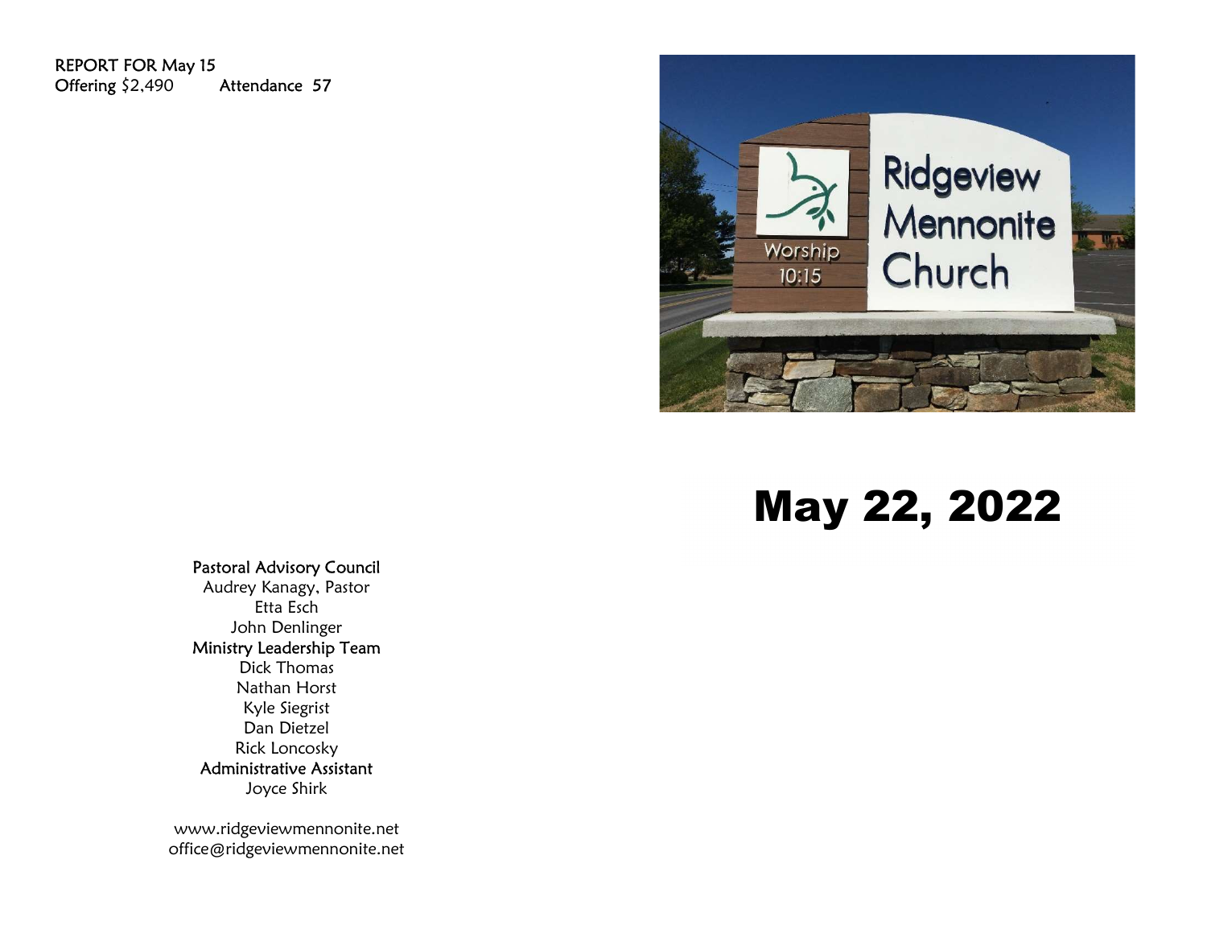REPORT FOR May 15
Offering $2,490 Attendance 57

# May 22, 2022

**Pastoral Advisory Council**
Audrey Kanagy, Pastor
Etta Esch
John Denlinger

**Ministry Leadership Team**
Dick Thomas
Nathan Horst
Kyle Siegrist
Dan Dietzel
Rick Loncosky

**Administrative Assistant**
Joyce Shirk

www.ridgeviewmennonite.net
office@ridgeviewmennonite.net